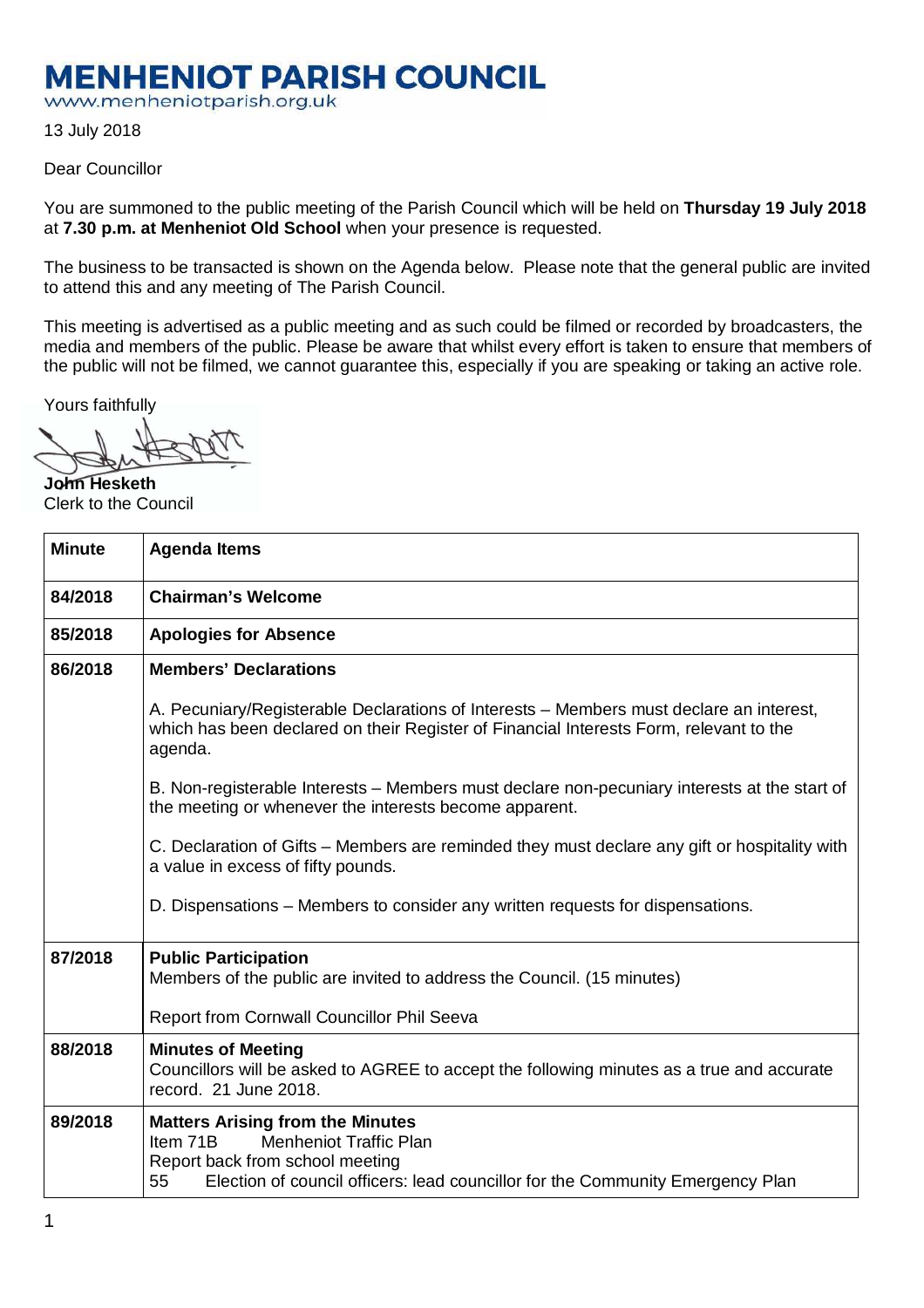# MENHENIOT PARISH COUNCIL

www.menheniotparish.org.uk

13 July 2018

Dear Councillor

You are summoned to the public meeting of the Parish Council which will be held on **Thursday 19 July 2018** at **7.30 p.m. at Menheniot Old School** when your presence is requested.

The business to be transacted is shown on the Agenda below. Please note that the general public are invited to attend this and any meeting of The Parish Council.

This meeting is advertised as a public meeting and as such could be filmed or recorded by broadcasters, the media and members of the public. Please be aware that whilst every effort is taken to ensure that members of the public will not be filmed, we cannot guarantee this, especially if you are speaking or taking an active role.

Yours faithfully

**John Hesketh**
Clerk to the Council

| Minute | Agenda Items |
|---|---|
| 84/2018 | **Chairman's Welcome** |
| 85/2018 | **Apologies for Absence** |
| 86/2018 | **Members' Declarations**<br><br>A. Pecuniary/Registerable Declarations of Interests – Members must declare an interest, which has been declared on their Register of Financial Interests Form, relevant to the agenda.<br><br>B. Non-registerable Interests – Members must declare non-pecuniary interests at the start of the meeting or whenever the interests become apparent.<br><br>C. Declaration of Gifts – Members are reminded they must declare any gift or hospitality with a value in excess of fifty pounds.<br><br>D. Dispensations – Members to consider any written requests for dispensations. |
| 87/2018 | **Public Participation**<br>Members of the public are invited to address the Council. (15 minutes)<br><br>Report from Cornwall Councillor Phil Seeva |
| 88/2018 | **Minutes of Meeting**<br>Councillors will be asked to AGREE to accept the following minutes as a true and accurate record. 21 June 2018. |
| 89/2018 | **Matters Arising from the Minutes**<br>Item 71B Menheniot Traffic Plan<br>Report back from school meeting<br>55 Election of council officers: lead councillor for the Community Emergency Plan |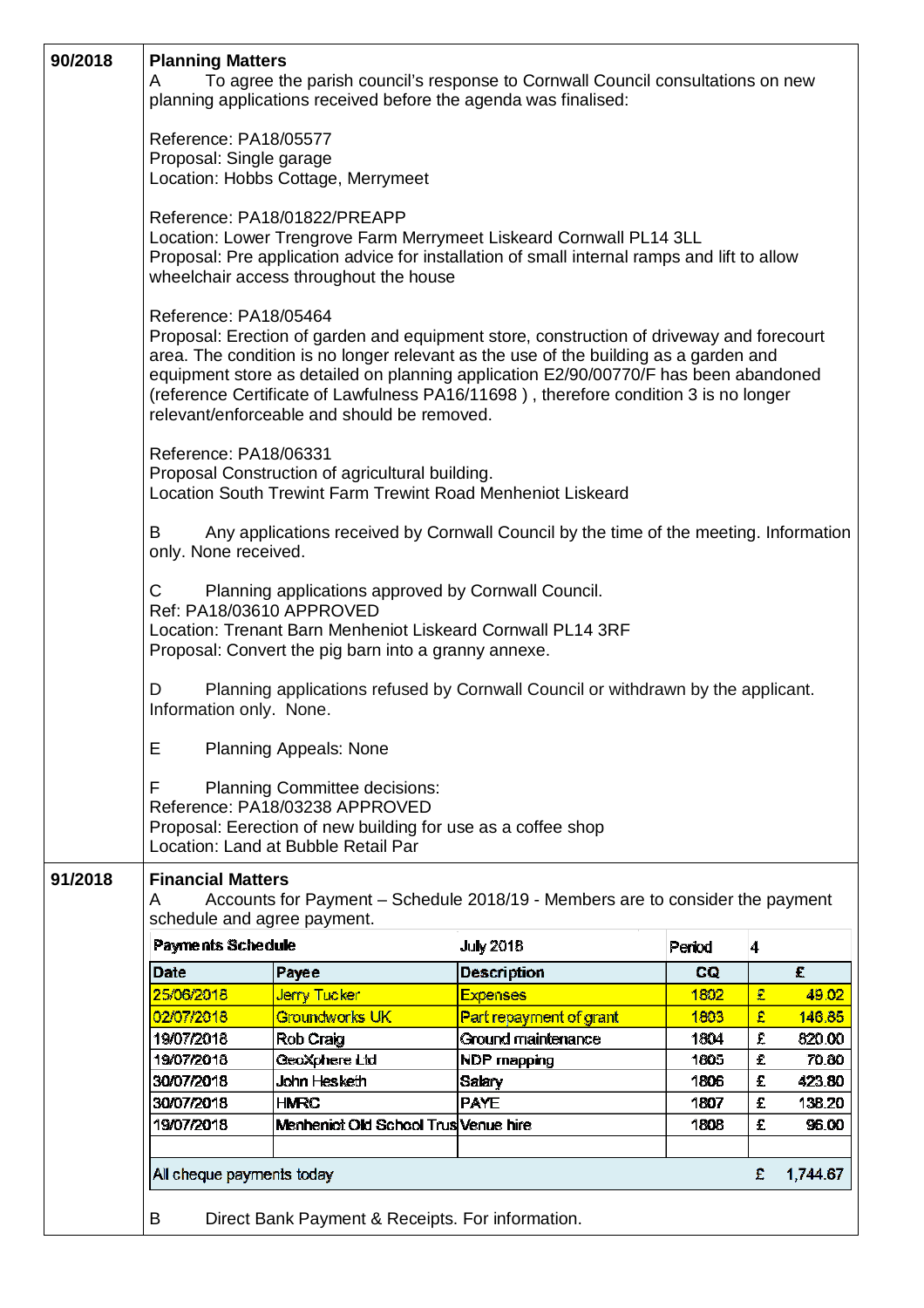**90/2018** **Planning Matters**

A To agree the parish council's response to Cornwall Council consultations on new planning applications received before the agenda was finalised:

Reference: PA18/05577
Proposal: Single garage
Location: Hobbs Cottage, Merrymeet

Reference: PA18/01822/PREAPP
Location: Lower Trengrove Farm Merrymeet Liskeard Cornwall PL14 3LL
Proposal: Pre application advice for installation of small internal ramps and lift to allow wheelchair access throughout the house

Reference: PA18/05464
Proposal: Erection of garden and equipment store, construction of driveway and forecourt area. The condition is no longer relevant as the use of the building as a garden and equipment store as detailed on planning application E2/90/00770/F has been abandoned (reference Certificate of Lawfulness PA16/11698 ) , therefore condition 3 is no longer relevant/enforceable and should be removed.

Reference: PA18/06331
Proposal Construction of agricultural building.
Location South Trewint Farm Trewint Road Menheniot Liskeard

B Any applications received by Cornwall Council by the time of the meeting. Information only. None received.

C Planning applications approved by Cornwall Council.
Ref: PA18/03610 APPROVED
Location: Trenant Barn Menheniot Liskeard Cornwall PL14 3RF
Proposal: Convert the pig barn into a granny annexe.

D Planning applications refused by Cornwall Council or withdrawn by the applicant. Information only. None.

E Planning Appeals: None

F Planning Committee decisions:
Reference: PA18/03238 APPROVED
Proposal: Eerection of new building for use as a coffee shop
Location: Land at Bubble Retail Par

**91/2018** **Financial Matters**

A Accounts for Payment – Schedule 2018/19 - Members are to consider the payment schedule and agree payment.

| **Payments Schedule** | | July 2018 | Period | 4 |
|---|---|---|---|---|
| **Date** | **Payee** | **Description** | **CQ** | **£** |
| 25/06/2018 | Jerry Tucker | Expenses | 1802 | £ 49.02 |
| 02/07/2018 | Groundworks UK | Part repayment of grant | 1803 | £ 146.85 |
| 19/07/2018 | Rob Craig | Ground maintenance | 1804 | £ 820.00 |
| 19/07/2018 | GeoXphere Ltd | NDP mapping | 1805 | £ 70.80 |
| 30/07/2018 | John Hesketh | Salary | 1806 | £ 423.80 |
| 30/07/2018 | HMRC | PAYE | 1807 | £ 138.20 |
| 19/07/2018 | Menheniot Old School Trus | Venue hire | 1808 | £ 96.00 |
| | | | | |
| All cheque payments today | | | | £ 1,744.67 |

B Direct Bank Payment & Receipts. For information.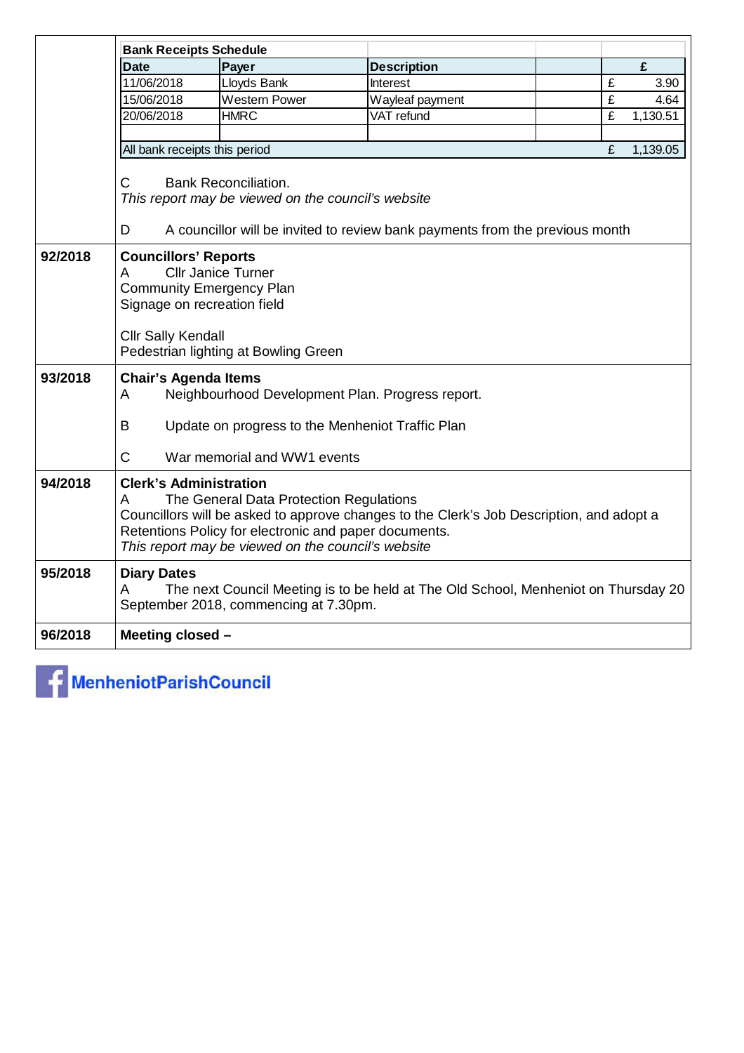| | | | | |
|---|---|---|---|---|
| **Bank Receipts Schedule** | | | | |
| **Date** | **Payer** | **Description** | | **£** |
| 11/06/2018 | Lloyds Bank | Interest | | £ 3.90 |
| 15/06/2018 | Western Power | Wayleaf payment | | £ 4.64 |
| 20/06/2018 | HMRC | VAT refund | | £ 1,130.51 |
| | | | | |
| All bank receipts this period | | | | £ 1,139.05 |

C Bank Reconciliation.
*This report may be viewed on the council's website*

D A councillor will be invited to review bank payments from the previous month

**92/2018** **Councillors' Reports**

A Cllr Janice Turner
Community Emergency Plan
Signage on recreation field

Cllr Sally Kendall
Pedestrian lighting at Bowling Green

**93/2018** **Chair's Agenda Items**

A Neighbourhood Development Plan. Progress report.

B Update on progress to the Menheniot Traffic Plan

C War memorial and WW1 events

**94/2018** **Clerk's Administration**

A The General Data Protection Regulations
Councillors will be asked to approve changes to the Clerk's Job Description, and adopt a Retentions Policy for electronic and paper documents.
*This report may be viewed on the council's website*

**95/2018** **Diary Dates**

A The next Council Meeting is to be held at The Old School, Menheniot on Thursday 20 September 2018, commencing at 7.30pm.

**96/2018** **Meeting closed –**

MenheniotParishCouncil